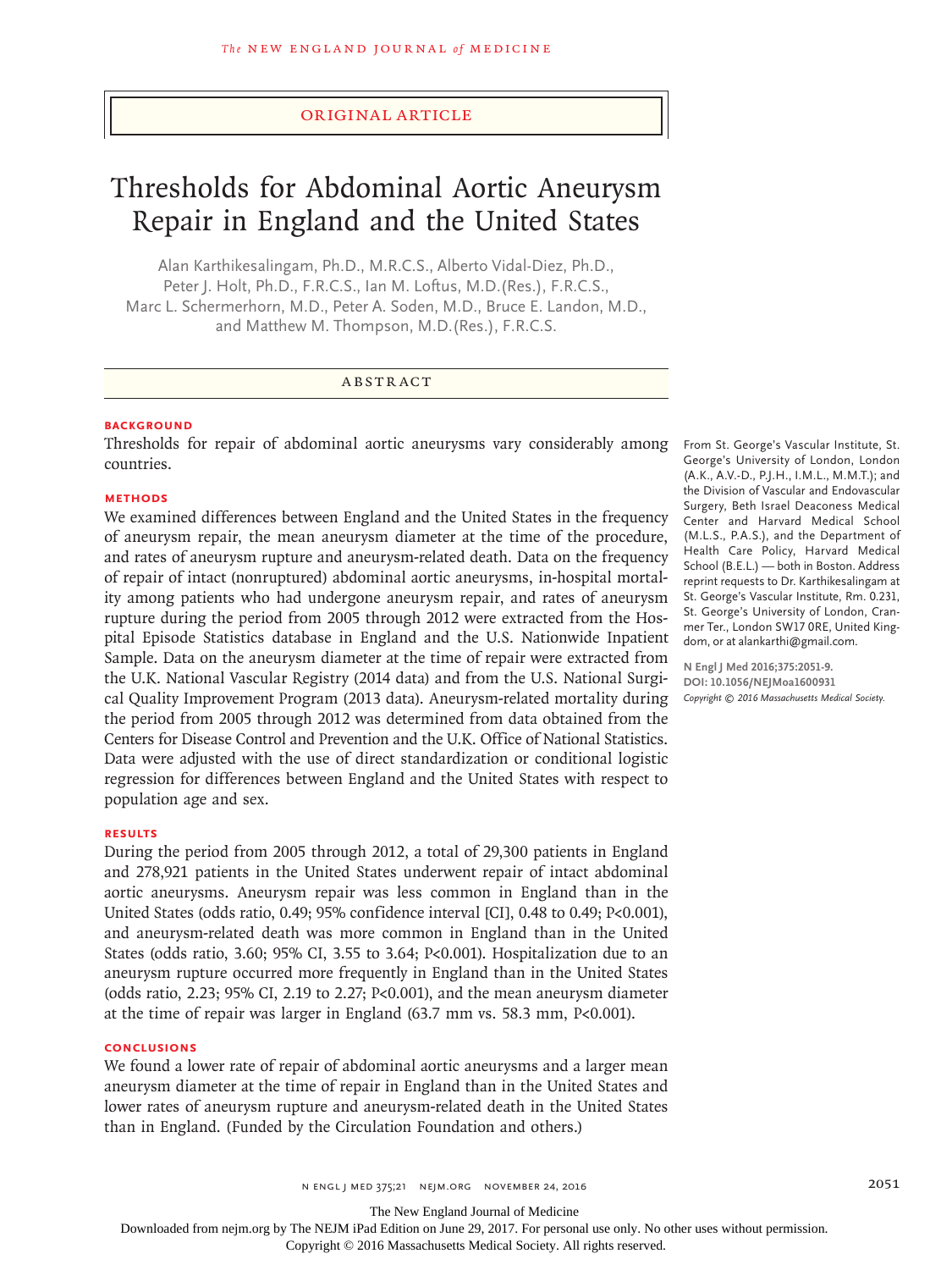ORIGINAL ARTICLE

# Thresholds for Abdominal Aortic Aneurysm Repair in England and the United States

Alan Karthikesalingam, Ph.D., M.R.C.S., Alberto Vidal-Diez, Ph.D., Peter J. Holt, Ph.D., F.R.C.S., Ian M. Loftus, M.D.(Res.), F.R.C.S., Marc L. Schermerhorn, M.D., Peter A. Soden, M.D., Bruce E. Landon, M.D., and Matthew M. Thompson, M.D.(Res.), F.R.C.S.

## ABSTRACT

### BACKGROUND

Thresholds for repair of abdominal aortic aneurysms vary considerably among countries.

### METHODS

We examined differences between England and the United States in the frequency of aneurysm repair, the mean aneurysm diameter at the time of the procedure, and rates of aneurysm rupture and aneurysm-related death. Data on the frequency of repair of intact (nonruptured) abdominal aortic aneurysms, in-hospital mortality among patients who had undergone aneurysm repair, and rates of aneurysm rupture during the period from 2005 through 2012 were extracted from the Hospital Episode Statistics database in England and the U.S. Nationwide Inpatient Sample. Data on the aneurysm diameter at the time of repair were extracted from the U.K. National Vascular Registry (2014 data) and from the U.S. National Surgical Quality Improvement Program (2013 data). Aneurysm-related mortality during the period from 2005 through 2012 was determined from data obtained from the Centers for Disease Control and Prevention and the U.K. Office of National Statistics. Data were adjusted with the use of direct standardization or conditional logistic regression for differences between England and the United States with respect to population age and sex.

### RESULTS

During the period from 2005 through 2012, a total of 29,300 patients in England and 278,921 patients in the United States underwent repair of intact abdominal aortic aneurysms. Aneurysm repair was less common in England than in the United States (odds ratio, 0.49; 95% confidence interval [CI], 0.48 to 0.49; P<0.001), and aneurysm-related death was more common in England than in the United States (odds ratio, 3.60; 95% CI, 3.55 to 3.64; P<0.001). Hospitalization due to an aneurysm rupture occurred more frequently in England than in the United States (odds ratio, 2.23; 95% CI, 2.19 to 2.27; P<0.001), and the mean aneurysm diameter at the time of repair was larger in England (63.7 mm vs. 58.3 mm, P<0.001).

### CONCLUSIONS

We found a lower rate of repair of abdominal aortic aneurysms and a larger mean aneurysm diameter at the time of repair in England than in the United States and lower rates of aneurysm rupture and aneurysm-related death in the United States than in England. (Funded by the Circulation Foundation and others.)

From St. George's Vascular Institute, St. George's University of London, London (A.K., A.V.-D., P.J.H., I.M.L., M.M.T.); and the Division of Vascular and Endovascular Surgery, Beth Israel Deaconess Medical Center and Harvard Medical School (M.L.S., P.A.S.), and the Department of Health Care Policy, Harvard Medical School (B.E.L.) — both in Boston. Address reprint requests to Dr. Karthikesalingam at St. George's Vascular Institute, Rm. 0.231, St. George's University of London, Cranmer Ter., London SW17 0RE, United Kingdom, or at alankarthi@gmail.com.

N Engl J Med 2016;375:2051-9.
DOI: 10.1056/NEJMoa1600931
Copyright © 2016 Massachusetts Medical Society.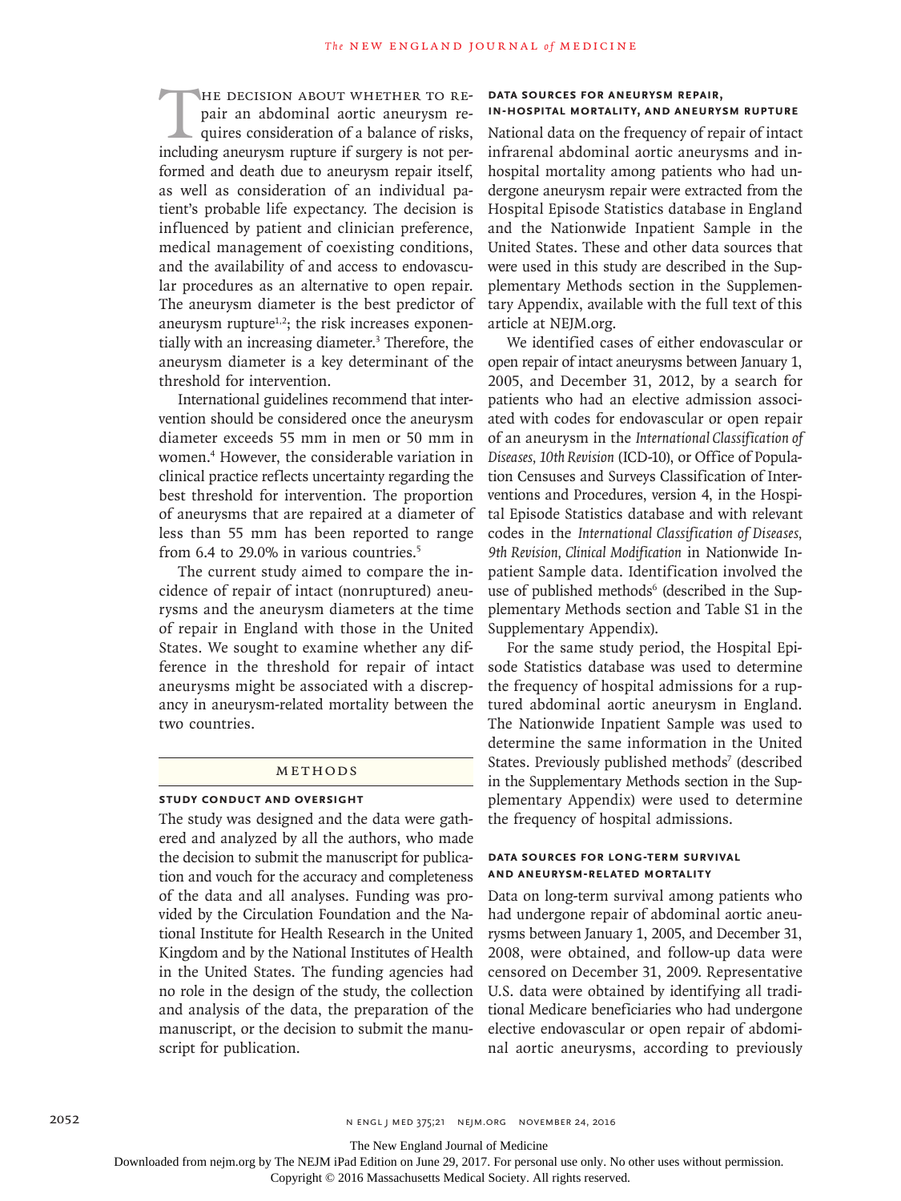The decision about whether to repair an abdominal aortic aneurysm requires consideration of a balance of risks, including aneurysm rupture if surgery is not performed and death due to aneurysm repair itself, as well as consideration of an individual patient's probable life expectancy. The decision is influenced by patient and clinician preference, medical management of coexisting conditions, and the availability of and access to endovascular procedures as an alternative to open repair. The aneurysm diameter is the best predictor of aneurysm rupture[1,2]; the risk increases exponentially with an increasing diameter.[3] Therefore, the aneurysm diameter is a key determinant of the threshold for intervention.

International guidelines recommend that intervention should be considered once the aneurysm diameter exceeds 55 mm in men or 50 mm in women.[4] However, the considerable variation in clinical practice reflects uncertainty regarding the best threshold for intervention. The proportion of aneurysms that are repaired at a diameter of less than 55 mm has been reported to range from 6.4 to 29.0% in various countries.[5]

The current study aimed to compare the incidence of repair of intact (nonruptured) aneurysms and the aneurysm diameters at the time of repair in England with those in the United States. We sought to examine whether any difference in the threshold for repair of intact aneurysms might be associated with a discrepancy in aneurysm-related mortality between the two countries.

## Methods

### Study Conduct and Oversight

The study was designed and the data were gathered and analyzed by all the authors, who made the decision to submit the manuscript for publication and vouch for the accuracy and completeness of the data and all analyses. Funding was provided by the Circulation Foundation and the National Institute for Health Research in the United Kingdom and by the National Institutes of Health in the United States. The funding agencies had no role in the design of the study, the collection and analysis of the data, the preparation of the manuscript, or the decision to submit the manuscript for publication.

### Data Sources for Aneurysm Repair, In-Hospital Mortality, and Aneurysm Rupture

National data on the frequency of repair of intact infrarenal abdominal aortic aneurysms and in-hospital mortality among patients who had undergone aneurysm repair were extracted from the Hospital Episode Statistics database in England and the Nationwide Inpatient Sample in the United States. These and other data sources that were used in this study are described in the Supplementary Methods section in the Supplementary Appendix, available with the full text of this article at NEJM.org.

We identified cases of either endovascular or open repair of intact aneurysms between January 1, 2005, and December 31, 2012, by a search for patients who had an elective admission associated with codes for endovascular or open repair of an aneurysm in the *International Classification of Diseases, 10th Revision* (ICD-10), or Office of Population Censuses and Surveys Classification of Interventions and Procedures, version 4, in the Hospital Episode Statistics database and with relevant codes in the *International Classification of Diseases, 9th Revision, Clinical Modification* in Nationwide Inpatient Sample data. Identification involved the use of published methods[6] (described in the Supplementary Methods section and Table S1 in the Supplementary Appendix).

For the same study period, the Hospital Episode Statistics database was used to determine the frequency of hospital admissions for a ruptured abdominal aortic aneurysm in England. The Nationwide Inpatient Sample was used to determine the same information in the United States. Previously published methods[7] (described in the Supplementary Methods section in the Supplementary Appendix) were used to determine the frequency of hospital admissions.

### Data Sources for Long-Term Survival and Aneurysm-Related Mortality

Data on long-term survival among patients who had undergone repair of abdominal aortic aneurysms between January 1, 2005, and December 31, 2008, were obtained, and follow-up data were censored on December 31, 2009. Representative U.S. data were obtained by identifying all traditional Medicare beneficiaries who had undergone elective endovascular or open repair of abdominal aortic aneurysms, according to previously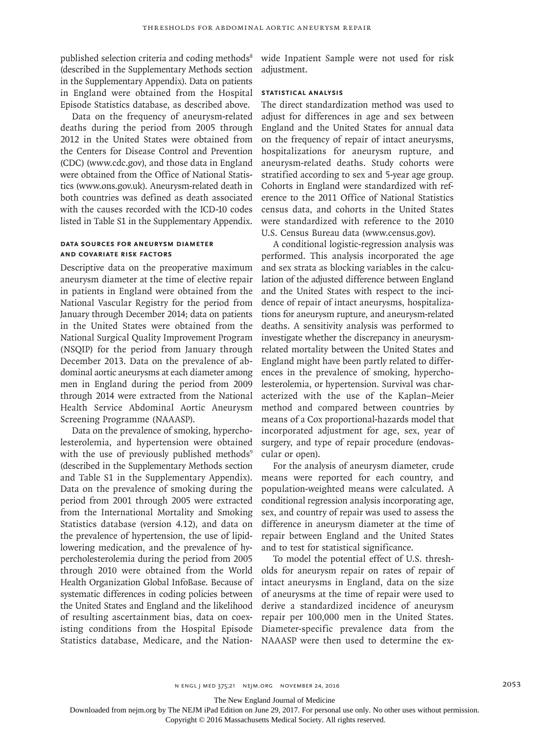published selection criteria and coding methods[8] (described in the Supplementary Methods section in the Supplementary Appendix). Data on patients in England were obtained from the Hospital Episode Statistics database, as described above.

Data on the frequency of aneurysm-related deaths during the period from 2005 through 2012 in the United States were obtained from the Centers for Disease Control and Prevention (CDC) (www.cdc.gov), and those data in England were obtained from the Office of National Statistics (www.ons.gov.uk). Aneurysm-related death in both countries was defined as death associated with the causes recorded with the ICD-10 codes listed in Table S1 in the Supplementary Appendix.

### Data Sources for Aneurysm Diameter and Covariate Risk Factors

Descriptive data on the preoperative maximum aneurysm diameter at the time of elective repair in patients in England were obtained from the National Vascular Registry for the period from January through December 2014; data on patients in the United States were obtained from the National Surgical Quality Improvement Program (NSQIP) for the period from January through December 2013. Data on the prevalence of abdominal aortic aneurysms at each diameter among men in England during the period from 2009 through 2014 were extracted from the National Health Service Abdominal Aortic Aneurysm Screening Programme (NAAASP).

Data on the prevalence of smoking, hypercholesterolemia, and hypertension were obtained with the use of previously published methods[9] (described in the Supplementary Methods section and Table S1 in the Supplementary Appendix). Data on the prevalence of smoking during the period from 2001 through 2005 were extracted from the International Mortality and Smoking Statistics database (version 4.12), and data on the prevalence of hypertension, the use of lipid-lowering medication, and the prevalence of hypercholesterolemia during the period from 2005 through 2010 were obtained from the World Health Organization Global InfoBase. Because of systematic differences in coding policies between the United States and England and the likelihood of resulting ascertainment bias, data on coexisting conditions from the Hospital Episode Statistics database, Medicare, and the Nationwide Inpatient Sample were not used for risk adjustment.

### Statistical Analysis

The direct standardization method was used to adjust for differences in age and sex between England and the United States for annual data on the frequency of repair of intact aneurysms, hospitalizations for aneurysm rupture, and aneurysm-related deaths. Study cohorts were stratified according to sex and 5-year age group. Cohorts in England were standardized with reference to the 2011 Office of National Statistics census data, and cohorts in the United States were standardized with reference to the 2010 U.S. Census Bureau data (www.census.gov).

A conditional logistic-regression analysis was performed. This analysis incorporated the age and sex strata as blocking variables in the calculation of the adjusted difference between England and the United States with respect to the incidence of repair of intact aneurysms, hospitalizations for aneurysm rupture, and aneurysm-related deaths. A sensitivity analysis was performed to investigate whether the discrepancy in aneurysm-related mortality between the United States and England might have been partly related to differences in the prevalence of smoking, hypercholesterolemia, or hypertension. Survival was characterized with the use of the Kaplan–Meier method and compared between countries by means of a Cox proportional-hazards model that incorporated adjustment for age, sex, year of surgery, and type of repair procedure (endovascular or open).

For the analysis of aneurysm diameter, crude means were reported for each country, and population-weighted means were calculated. A conditional regression analysis incorporating age, sex, and country of repair was used to assess the difference in aneurysm diameter at the time of repair between England and the United States and to test for statistical significance.

To model the potential effect of U.S. thresholds for aneurysm repair on rates of repair of intact aneurysms in England, data on the size of aneurysms at the time of repair were used to derive a standardized incidence of aneurysm repair per 100,000 men in the United States. Diameter-specific prevalence data from the NAAASP were then used to determine the ex-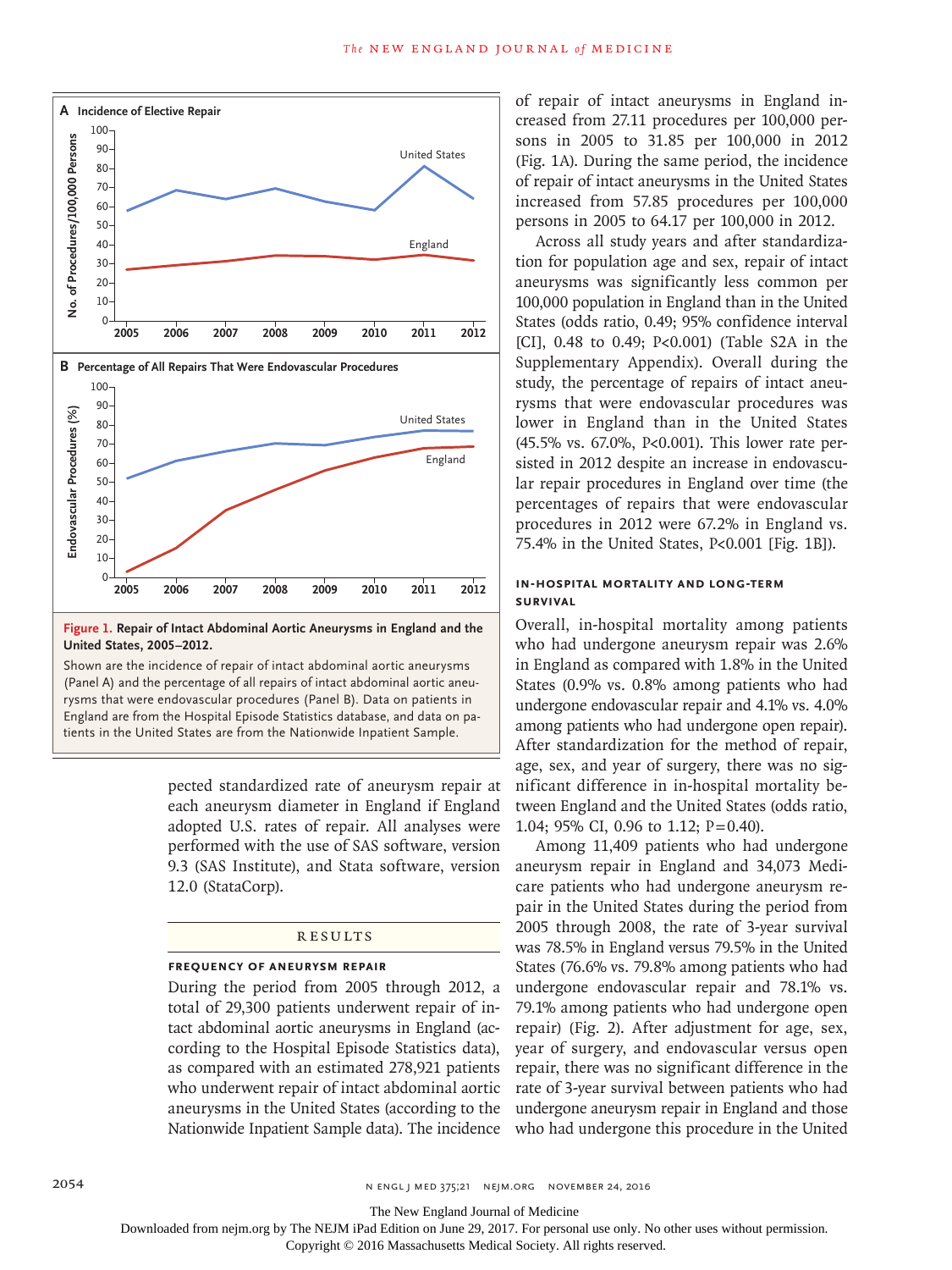**Figure 1. Repair of Intact Abdominal Aortic Aneurysms in England and the United States, 2005–2012.**

Shown are the incidence of repair of intact abdominal aortic aneurysms (Panel A) and the percentage of all repairs of intact abdominal aortic aneurysms that were endovascular procedures (Panel B). Data on patients in England are from the Hospital Episode Statistics database, and data on patients in the United States are from the Nationwide Inpatient Sample.

pected standardized rate of aneurysm repair at each aneurysm diameter in England if England adopted U.S. rates of repair. All analyses were performed with the use of SAS software, version 9.3 (SAS Institute), and Stata software, version 12.0 (StataCorp).

## Results

### Frequency of Aneurysm Repair

During the period from 2005 through 2012, a total of 29,300 patients underwent repair of intact abdominal aortic aneurysms in England (according to the Hospital Episode Statistics data), as compared with an estimated 278,921 patients who underwent repair of intact abdominal aortic aneurysms in the United States (according to the Nationwide Inpatient Sample data). The incidence of repair of intact aneurysms in England increased from 27.11 procedures per 100,000 persons in 2005 to 31.85 per 100,000 in 2012 (Fig. 1A). During the same period, the incidence of repair of intact aneurysms in the United States increased from 57.85 procedures per 100,000 persons in 2005 to 64.17 per 100,000 in 2012.

Across all study years and after standardization for population age and sex, repair of intact aneurysms was significantly less common per 100,000 population in England than in the United States (odds ratio, 0.49; 95% confidence interval [CI], 0.48 to 0.49; P<0.001) (Table S2A in the Supplementary Appendix). Overall during the study, the percentage of repairs of intact aneurysms that were endovascular procedures was lower in England than in the United States (45.5% vs. 67.0%, P<0.001). This lower rate persisted in 2012 despite an increase in endovascular repair procedures in England over time (the percentages of repairs that were endovascular procedures in 2012 were 67.2% in England vs. 75.4% in the United States, P<0.001 [Fig. 1B]).

### In-Hospital Mortality and Long-Term Survival

Overall, in-hospital mortality among patients who had undergone aneurysm repair was 2.6% in England as compared with 1.8% in the United States (0.9% vs. 0.8% among patients who had undergone endovascular repair and 4.1% vs. 4.0% among patients who had undergone open repair). After standardization for the method of repair, age, sex, and year of surgery, there was no significant difference in in-hospital mortality between England and the United States (odds ratio, 1.04; 95% CI, 0.96 to 1.12; P=0.40).

Among 11,409 patients who had undergone aneurysm repair in England and 34,073 Medicare patients who had undergone aneurysm repair in the United States during the period from 2005 through 2008, the rate of 3-year survival was 78.5% in England versus 79.5% in the United States (76.6% vs. 79.8% among patients who had undergone endovascular repair and 78.1% vs. 79.1% among patients who had undergone open repair) (Fig. 2). After adjustment for age, sex, year of surgery, and endovascular versus open repair, there was no significant difference in the rate of 3-year survival between patients who had undergone aneurysm repair in England and those who had undergone this procedure in the United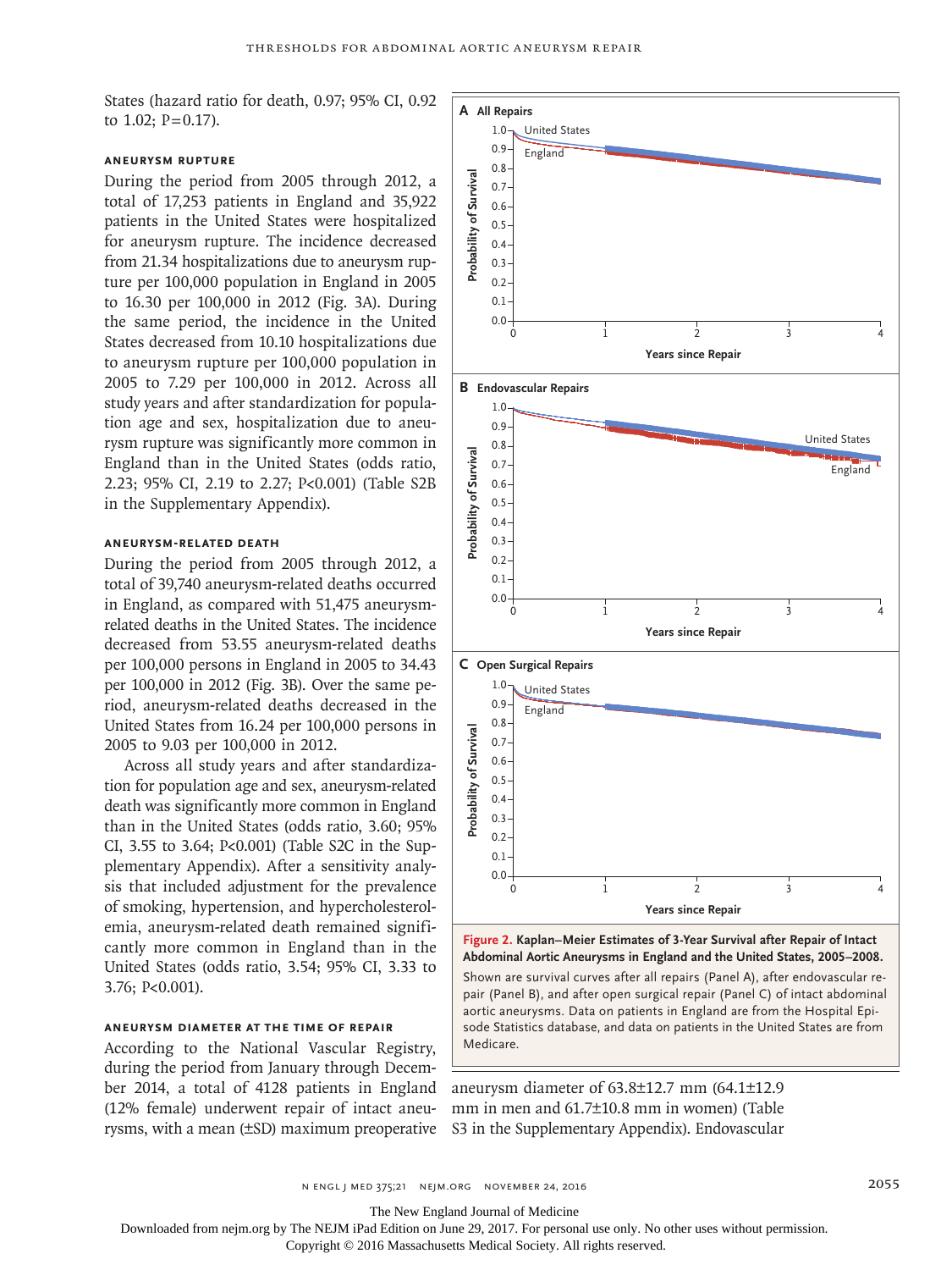States (hazard ratio for death, 0.97; 95% CI, 0.92 to 1.02; P=0.17).

### Aneurysm Rupture

During the period from 2005 through 2012, a total of 17,253 patients in England and 35,922 patients in the United States were hospitalized for aneurysm rupture. The incidence decreased from 21.34 hospitalizations due to aneurysm rupture per 100,000 population in England in 2005 to 16.30 per 100,000 in 2012 (Fig. 3A). During the same period, the incidence in the United States decreased from 10.10 hospitalizations due to aneurysm rupture per 100,000 population in 2005 to 7.29 per 100,000 in 2012. Across all study years and after standardization for population age and sex, hospitalization due to aneurysm rupture was significantly more common in England than in the United States (odds ratio, 2.23; 95% CI, 2.19 to 2.27; P<0.001) (Table S2B in the Supplementary Appendix).

### Aneurysm-Related Death

During the period from 2005 through 2012, a total of 39,740 aneurysm-related deaths occurred in England, as compared with 51,475 aneurysm-related deaths in the United States. The incidence decreased from 53.55 aneurysm-related deaths per 100,000 persons in England in 2005 to 34.43 per 100,000 in 2012 (Fig. 3B). Over the same period, aneurysm-related deaths decreased in the United States from 16.24 per 100,000 persons in 2005 to 9.03 per 100,000 in 2012.

Across all study years and after standardization for population age and sex, aneurysm-related death was significantly more common in England than in the United States (odds ratio, 3.60; 95% CI, 3.55 to 3.64; P<0.001) (Table S2C in the Supplementary Appendix). After a sensitivity analysis that included adjustment for the prevalence of smoking, hypertension, and hypercholesterolemia, aneurysm-related death remained significantly more common in England than in the United States (odds ratio, 3.54; 95% CI, 3.33 to 3.76; P<0.001).

### Aneurysm Diameter at the Time of Repair

According to the National Vascular Registry, during the period from January through December 2014, a total of 4128 patients in England (12% female) underwent repair of intact aneurysms, with a mean (±SD) maximum preoperative aneurysm diameter of 63.8±12.7 mm (64.1±12.9 mm in men and 61.7±10.8 mm in women) (Table S3 in the Supplementary Appendix). Endovascular

**Figure 2. Kaplan–Meier Estimates of 3-Year Survival after Repair of Intact Abdominal Aortic Aneurysms in England and the United States, 2005–2008.**

Shown are survival curves after all repairs (Panel A), after endovascular repair (Panel B), and after open surgical repair (Panel C) of intact abdominal aortic aneurysms. Data on patients in England are from the Hospital Episode Statistics database, and data on patients in the United States are from Medicare.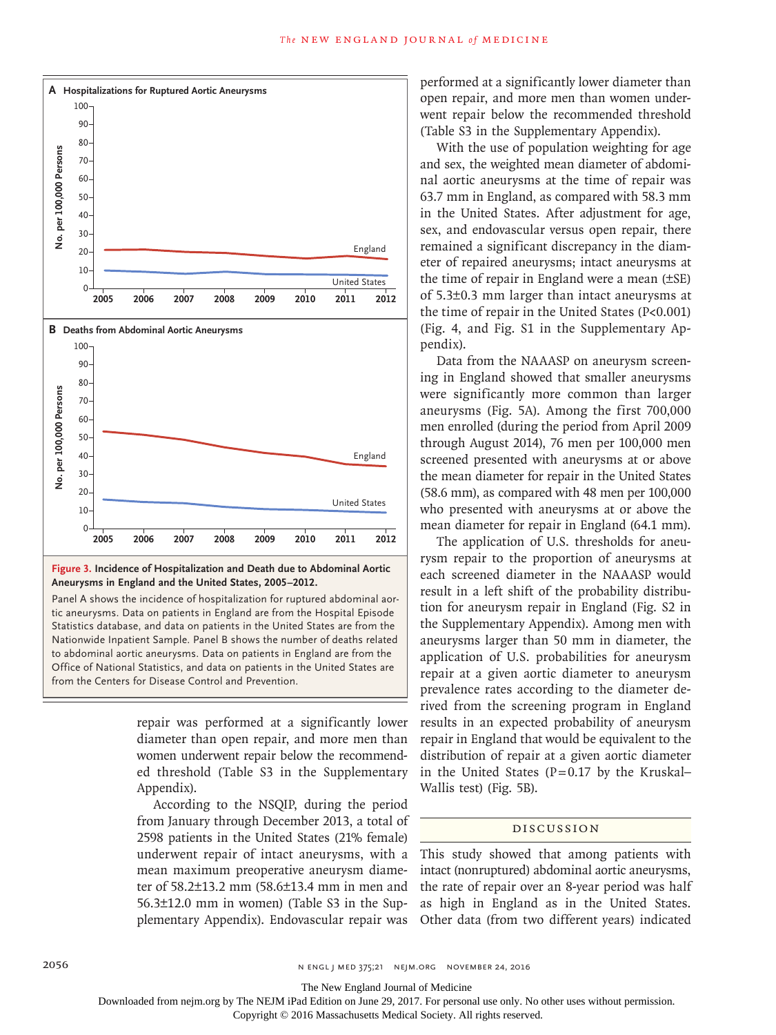**Figure 3. Incidence of Hospitalization and Death due to Abdominal Aortic Aneurysms in England and the United States, 2005–2012.**

Panel A shows the incidence of hospitalization for ruptured abdominal aortic aneurysms. Data on patients in England are from the Hospital Episode Statistics database, and data on patients in the United States are from the Nationwide Inpatient Sample. Panel B shows the number of deaths related to abdominal aortic aneurysms. Data on patients in England are from the Office of National Statistics, and data on patients in the United States are from the Centers for Disease Control and Prevention.

repair was performed at a significantly lower diameter than open repair, and more men than women underwent repair below the recommended threshold (Table S3 in the Supplementary Appendix).

According to the NSQIP, during the period from January through December 2013, a total of 2598 patients in the United States (21% female) underwent repair of intact aneurysms, with a mean maximum preoperative aneurysm diameter of 58.2±13.2 mm (58.6±13.4 mm in men and 56.3±12.0 mm in women) (Table S3 in the Supplementary Appendix). Endovascular repair was performed at a significantly lower diameter than open repair, and more men than women underwent repair below the recommended threshold (Table S3 in the Supplementary Appendix).

With the use of population weighting for age and sex, the weighted mean diameter of abdominal aortic aneurysms at the time of repair was 63.7 mm in England, as compared with 58.3 mm in the United States. After adjustment for age, sex, and endovascular versus open repair, there remained a significant discrepancy in the diameter of repaired aneurysms; intact aneurysms at the time of repair in England were a mean (±SE) of 5.3±0.3 mm larger than intact aneurysms at the time of repair in the United States ($P<0.001$) (Fig. 4, and Fig. S1 in the Supplementary Appendix).

Data from the NAAASP on aneurysm screening in England showed that smaller aneurysms were significantly more common than larger aneurysms (Fig. 5A). Among the first 700,000 men enrolled (during the period from April 2009 through August 2014), 76 men per 100,000 men screened presented with aneurysms at or above the mean diameter for repair in the United States (58.6 mm), as compared with 48 men per 100,000 who presented with aneurysms at or above the mean diameter for repair in England (64.1 mm).

The application of U.S. thresholds for aneurysm repair to the proportion of aneurysms at each screened diameter in the NAAASP would result in a left shift of the probability distribution for aneurysm repair in England (Fig. S2 in the Supplementary Appendix). Among men with aneurysms larger than 50 mm in diameter, the application of U.S. probabilities for aneurysm repair at a given aortic diameter to aneurysm prevalence rates according to the diameter derived from the screening program in England results in an expected probability of aneurysm repair in England that would be equivalent to the distribution of repair at a given aortic diameter in the United States ($P=0.17$ by the Kruskal–Wallis test) (Fig. 5B).

## Discussion

This study showed that among patients with intact (nonruptured) abdominal aortic aneurysms, the rate of repair over an 8-year period was half as high in England as in the United States. Other data (from two different years) indicated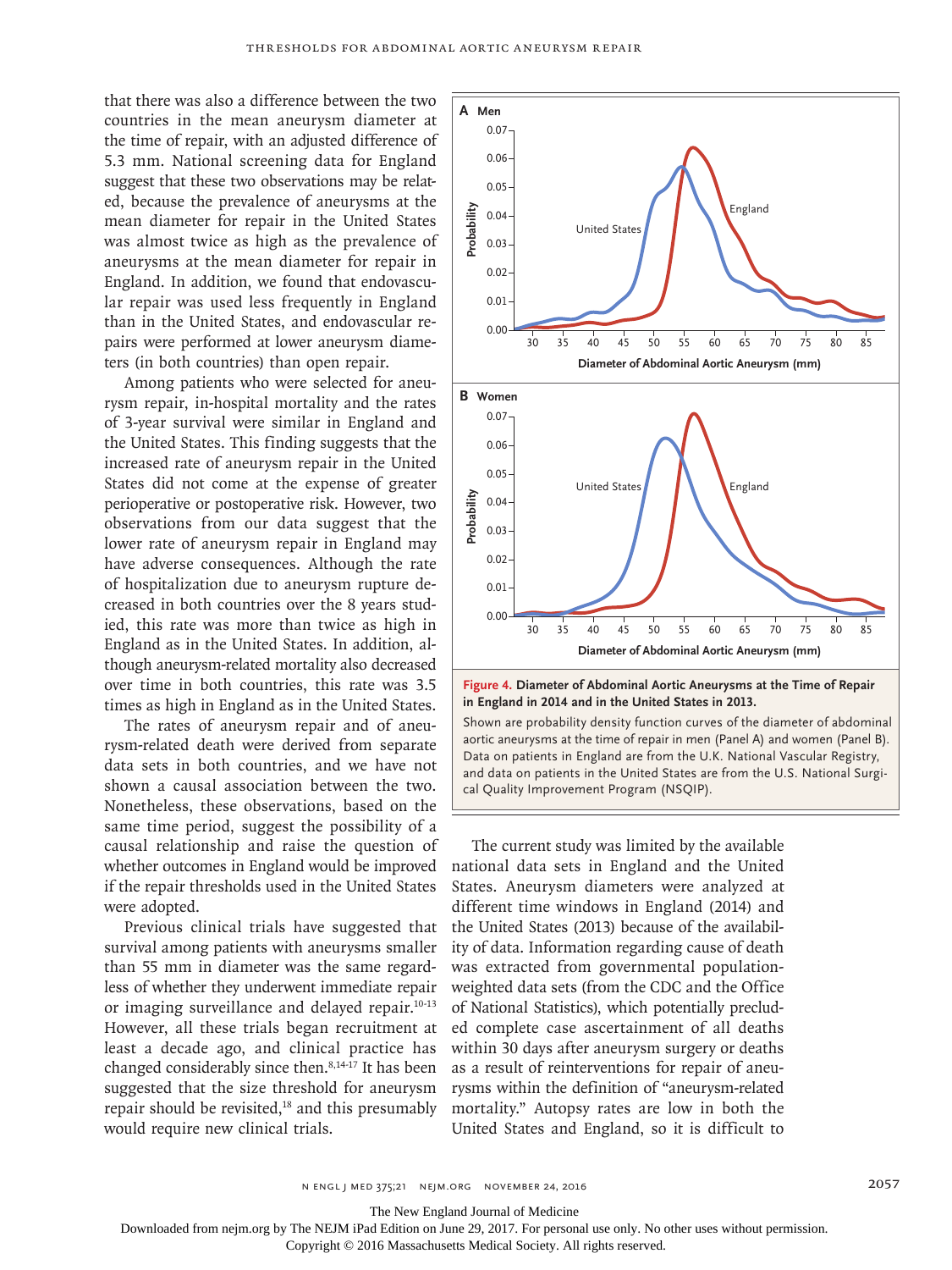that there was also a difference between the two countries in the mean aneurysm diameter at the time of repair, with an adjusted difference of 5.3 mm. National screening data for England suggest that these two observations may be related, because the prevalence of aneurysms at the mean diameter for repair in the United States was almost twice as high as the prevalence of aneurysms at the mean diameter for repair in England. In addition, we found that endovascular repair was used less frequently in England than in the United States, and endovascular repairs were performed at lower aneurysm diameters (in both countries) than open repair.

Among patients who were selected for aneurysm repair, in-hospital mortality and the rates of 3-year survival were similar in England and the United States. This finding suggests that the increased rate of aneurysm repair in the United States did not come at the expense of greater perioperative or postoperative risk. However, two observations from our data suggest that the lower rate of aneurysm repair in England may have adverse consequences. Although the rate of hospitalization due to aneurysm rupture decreased in both countries over the 8 years studied, this rate was more than twice as high in England as in the United States. In addition, although aneurysm-related mortality also decreased over time in both countries, this rate was 3.5 times as high in England as in the United States.

The rates of aneurysm repair and of aneurysm-related death were derived from separate data sets in both countries, and we have not shown a causal association between the two. Nonetheless, these observations, based on the same time period, suggest the possibility of a causal relationship and raise the question of whether outcomes in England would be improved if the repair thresholds used in the United States were adopted.

Previous clinical trials have suggested that survival among patients with aneurysms smaller than 55 mm in diameter was the same regardless of whether they underwent immediate repair or imaging surveillance and delayed repair.[10-13] However, all these trials began recruitment at least a decade ago, and clinical practice has changed considerably since then.[8,14-17] It has been suggested that the size threshold for aneurysm repair should be revisited,[18] and this presumably would require new clinical trials.

**Figure 4. Diameter of Abdominal Aortic Aneurysms at the Time of Repair in England in 2014 and in the United States in 2013.**

Shown are probability density function curves of the diameter of abdominal aortic aneurysms at the time of repair in men (Panel A) and women (Panel B). Data on patients in England are from the U.K. National Vascular Registry, and data on patients in the United States are from the U.S. National Surgical Quality Improvement Program (NSQIP).

The current study was limited by the available national data sets in England and the United States. Aneurysm diameters were analyzed at different time windows in England (2014) and the United States (2013) because of the availability of data. Information regarding cause of death was extracted from governmental population-weighted data sets (from the CDC and the Office of National Statistics), which potentially precluded complete case ascertainment of all deaths within 30 days after aneurysm surgery or deaths as a result of reinterventions for repair of aneurysms within the definition of "aneurysm-related mortality." Autopsy rates are low in both the United States and England, so it is difficult to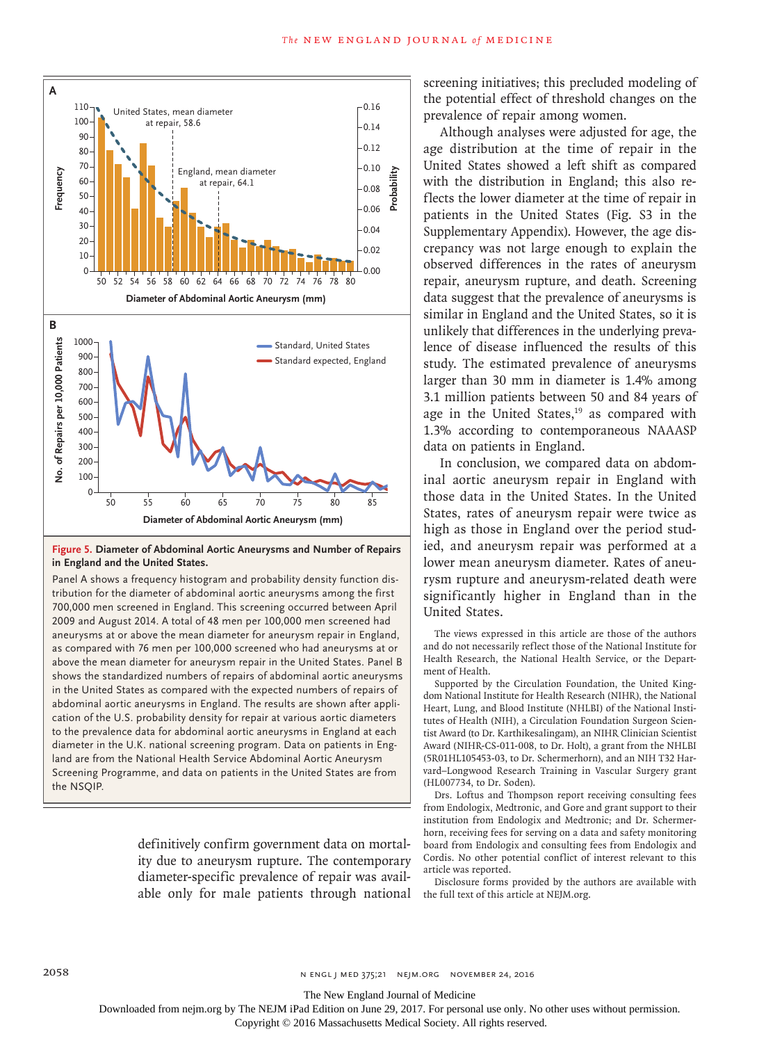**Figure 5. Diameter of Abdominal Aortic Aneurysms and Number of Repairs in England and the United States.**

Panel A shows a frequency histogram and probability density function distribution for the diameter of abdominal aortic aneurysms among the first 700,000 men screened in England. This screening occurred between April 2009 and August 2014. A total of 48 men per 100,000 men screened had aneurysms at or above the mean diameter for aneurysm repair in England, as compared with 76 men per 100,000 screened who had aneurysms at or above the mean diameter for aneurysm repair in the United States. Panel B shows the standardized numbers of repairs of abdominal aortic aneurysms in the United States as compared with the expected numbers of repairs of abdominal aortic aneurysms in England. The results are shown after application of the U.S. probability density for repair at various aortic diameters to the prevalence data for abdominal aortic aneurysms in England at each diameter in the U.K. national screening program. Data on patients in England are from the National Health Service Abdominal Aortic Aneurysm Screening Programme, and data on patients in the United States are from the NSQIP.

definitively confirm government data on mortality due to aneurysm rupture. The contemporary diameter-specific prevalence of repair was available only for male patients through national screening initiatives; this precluded modeling of the potential effect of threshold changes on the prevalence of repair among women.

Although analyses were adjusted for age, the age distribution at the time of repair in the United States showed a left shift as compared with the distribution in England; this also reflects the lower diameter at the time of repair in patients in the United States (Fig. S3 in the Supplementary Appendix). However, the age discrepancy was not large enough to explain the observed differences in the rates of aneurysm repair, aneurysm rupture, and death. Screening data suggest that the prevalence of aneurysms is similar in England and the United States, so it is unlikely that differences in the underlying prevalence of disease influenced the results of this study. The estimated prevalence of aneurysms larger than 30 mm in diameter is 1.4% among 3.1 million patients between 50 and 84 years of age in the United States,[19] as compared with 1.3% according to contemporaneous NAAASP data on patients in England.

In conclusion, we compared data on abdominal aortic aneurysm repair in England with those data in the United States. In the United States, rates of aneurysm repair were twice as high as those in England over the period studied, and aneurysm repair was performed at a lower mean aneurysm diameter. Rates of aneurysm rupture and aneurysm-related death were significantly higher in England than in the United States.

The views expressed in this article are those of the authors and do not necessarily reflect those of the National Institute for Health Research, the National Health Service, or the Department of Health.

Supported by the Circulation Foundation, the United Kingdom National Institute for Health Research (NIHR), the National Heart, Lung, and Blood Institute (NHLBI) of the National Institutes of Health (NIH), a Circulation Foundation Surgeon Scientist Award (to Dr. Karthikesalingam), an NIHR Clinician Scientist Award (NIHR-CS-011-008, to Dr. Holt), a grant from the NHLBI (5R01HL105453-03, to Dr. Schermerhorn), and an NIH T32 Harvard–Longwood Research Training in Vascular Surgery grant (HL007734, to Dr. Soden).

Drs. Loftus and Thompson report receiving consulting fees from Endologix, Medtronic, and Gore and grant support to their institution from Endologix and Medtronic; and Dr. Schermerhorn, receiving fees for serving on a data and safety monitoring board from Endologix and consulting fees from Endologix and Cordis. No other potential conflict of interest relevant to this article was reported.

Disclosure forms provided by the authors are available with the full text of this article at NEJM.org.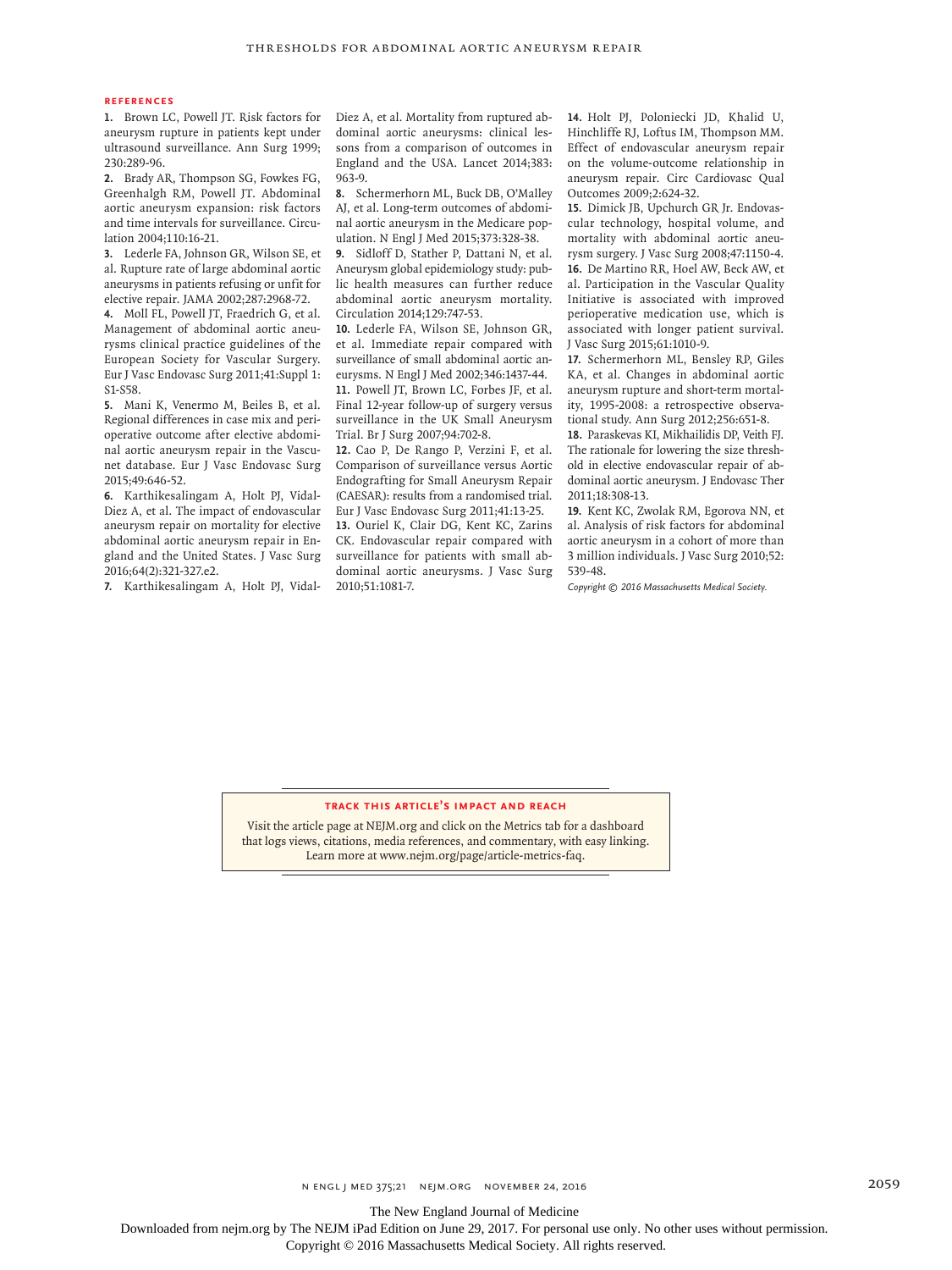## References

1. Brown LC, Powell JT. Risk factors for aneurysm rupture in patients kept under ultrasound surveillance. Ann Surg 1999;230:289-96.
2. Brady AR, Thompson SG, Fowkes FG, Greenhalgh RM, Powell JT. Abdominal aortic aneurysm expansion: risk factors and time intervals for surveillance. Circulation 2004;110:16-21.
3. Lederle FA, Johnson GR, Wilson SE, et al. Rupture rate of large abdominal aortic aneurysms in patients refusing or unfit for elective repair. JAMA 2002;287:2968-72.
4. Moll FL, Powell JT, Fraedrich G, et al. Management of abdominal aortic aneurysms clinical practice guidelines of the European Society for Vascular Surgery. Eur J Vasc Endovasc Surg 2011;41:Suppl 1:S1-S58.
5. Mani K, Venermo M, Beiles B, et al. Regional differences in case mix and perioperative outcome after elective abdominal aortic aneurysm repair in the Vascunet database. Eur J Vasc Endovasc Surg 2015;49:646-52.
6. Karthikesalingam A, Holt PJ, Vidal-Diez A, et al. The impact of endovascular aneurysm repair on mortality for elective abdominal aortic aneurysm repair in England and the United States. J Vasc Surg 2016;64(2):321-327.e2.
7. Karthikesalingam A, Holt PJ, Vidal-Diez A, et al. Mortality from ruptured abdominal aortic aneurysms: clinical lessons from a comparison of outcomes in England and the USA. Lancet 2014;383:963-9.
8. Schermerhorn ML, Buck DB, O'Malley AJ, et al. Long-term outcomes of abdominal aortic aneurysm in the Medicare population. N Engl J Med 2015;373:328-38.
9. Sidloff D, Stather P, Dattani N, et al. Aneurysm global epidemiology study: public health measures can further reduce abdominal aortic aneurysm mortality. Circulation 2014;129:747-53.
10. Lederle FA, Wilson SE, Johnson GR, et al. Immediate repair compared with surveillance of small abdominal aortic aneurysms. N Engl J Med 2002;346:1437-44.
11. Powell JT, Brown LC, Forbes JF, et al. Final 12-year follow-up of surgery versus surveillance in the UK Small Aneurysm Trial. Br J Surg 2007;94:702-8.
12. Cao P, De Rango P, Verzini F, et al. Comparison of surveillance versus Aortic Endografting for Small Aneurysm Repair (CAESAR): results from a randomised trial. Eur J Vasc Endovasc Surg 2011;41:13-25.
13. Ouriel K, Clair DG, Kent KC, Zarins CK. Endovascular repair compared with surveillance for patients with small abdominal aortic aneurysms. J Vasc Surg 2010;51:1081-7.
14. Holt PJ, Poloniecki JD, Khalid U, Hinchliffe RJ, Loftus IM, Thompson MM. Effect of endovascular aneurysm repair on the volume-outcome relationship in aneurysm repair. Circ Cardiovasc Qual Outcomes 2009;2:624-32.
15. Dimick JB, Upchurch GR Jr. Endovascular technology, hospital volume, and mortality with abdominal aortic aneurysm surgery. J Vasc Surg 2008;47:1150-4.
16. De Martino RR, Hoel AW, Beck AW, et al. Participation in the Vascular Quality Initiative is associated with improved perioperative medication use, which is associated with longer patient survival. J Vasc Surg 2015;61:1010-9.
17. Schermerhorn ML, Bensley RP, Giles KA, et al. Changes in abdominal aortic aneurysm rupture and short-term mortality, 1995-2008: a retrospective observational study. Ann Surg 2012;256:651-8.
18. Paraskevas KI, Mikhailidis DP, Veith FJ. The rationale for lowering the size threshold in elective endovascular repair of abdominal aortic aneurysm. J Endovasc Ther 2011;18:308-13.
19. Kent KC, Zwolak RM, Egorova NN, et al. Analysis of risk factors for abdominal aortic aneurysm in a cohort of more than 3 million individuals. J Vasc Surg 2010;52:539-48.

*Copyright © 2016 Massachusetts Medical Society.*

**Track this article's impact and reach**

Visit the article page at NEJM.org and click on the Metrics tab for a dashboard that logs views, citations, media references, and commentary, with easy linking. Learn more at www.nejm.org/page/article-metrics-faq.